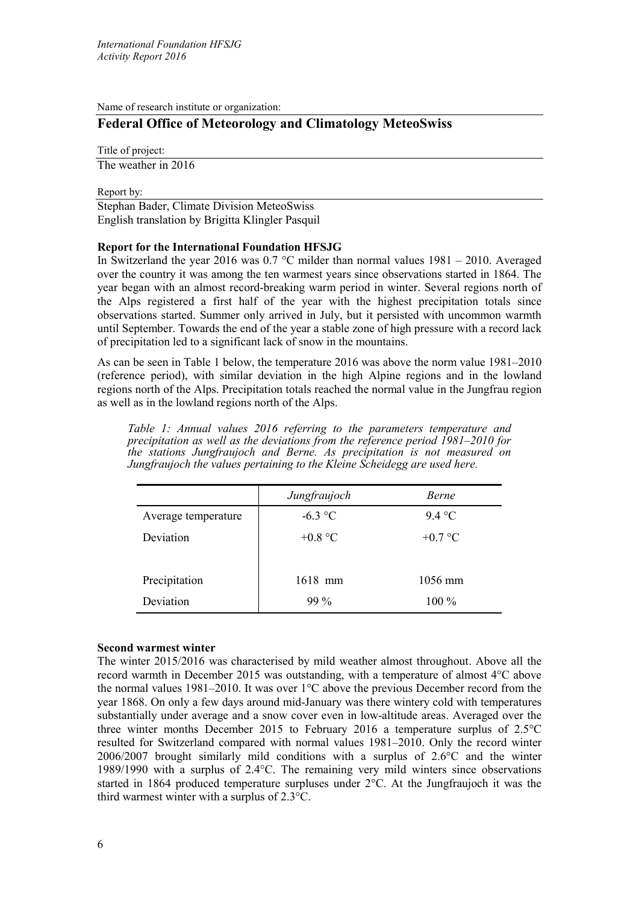Name of research institute or organization:

## Federal Office of Meteorology and Climatology MeteoSwiss

Title of project:

The weather in 2016

Report by:

Stephan Bader, Climate Division MeteoSwiss
English translation by Brigitta Klingler Pasquil

**Report for the International Foundation HFSJG**

In Switzerland the year 2016 was 0.7 °C milder than normal values 1981 – 2010. Averaged over the country it was among the ten warmest years since observations started in 1864. The year began with an almost record-breaking warm period in winter. Several regions north of the Alps registered a first half of the year with the highest precipitation totals since observations started. Summer only arrived in July, but it persisted with uncommon warmth until September. Towards the end of the year a stable zone of high pressure with a record lack of precipitation led to a significant lack of snow in the mountains.

As can be seen in Table 1 below, the temperature 2016 was above the norm value 1981–2010 (reference period), with similar deviation in the high Alpine regions and in the lowland regions north of the Alps. Precipitation totals reached the normal value in the Jungfrau region as well as in the lowland regions north of the Alps.

*Table 1: Annual values 2016 referring to the parameters temperature and precipitation as well as the deviations from the reference period 1981–2010 for the stations Jungfraujoch and Berne. As precipitation is not measured on Jungfraujoch the values pertaining to the Kleine Scheidegg are used here.*

| | *Jungfraujoch* | *Berne* |
|---|---|---|
| Average temperature | -6.3 °C | 9.4 °C |
| Deviation | +0.8 °C | +0.7 °C |
| | | |
| Precipitation | 1618 mm | 1056 mm |
| Deviation | 99 % | 100 % |

**Second warmest winter**

The winter 2015/2016 was characterised by mild weather almost throughout. Above all the record warmth in December 2015 was outstanding, with a temperature of almost 4°C above the normal values 1981–2010. It was over 1°C above the previous December record from the year 1868. On only a few days around mid-January was there wintery cold with temperatures substantially under average and a snow cover even in low-altitude areas. Averaged over the three winter months December 2015 to February 2016 a temperature surplus of 2.5°C resulted for Switzerland compared with normal values 1981–2010. Only the record winter 2006/2007 brought similarly mild conditions with a surplus of 2.6°C and the winter 1989/1990 with a surplus of 2.4°C. The remaining very mild winters since observations started in 1864 produced temperature surpluses under 2°C. At the Jungfraujoch it was the third warmest winter with a surplus of 2.3°C.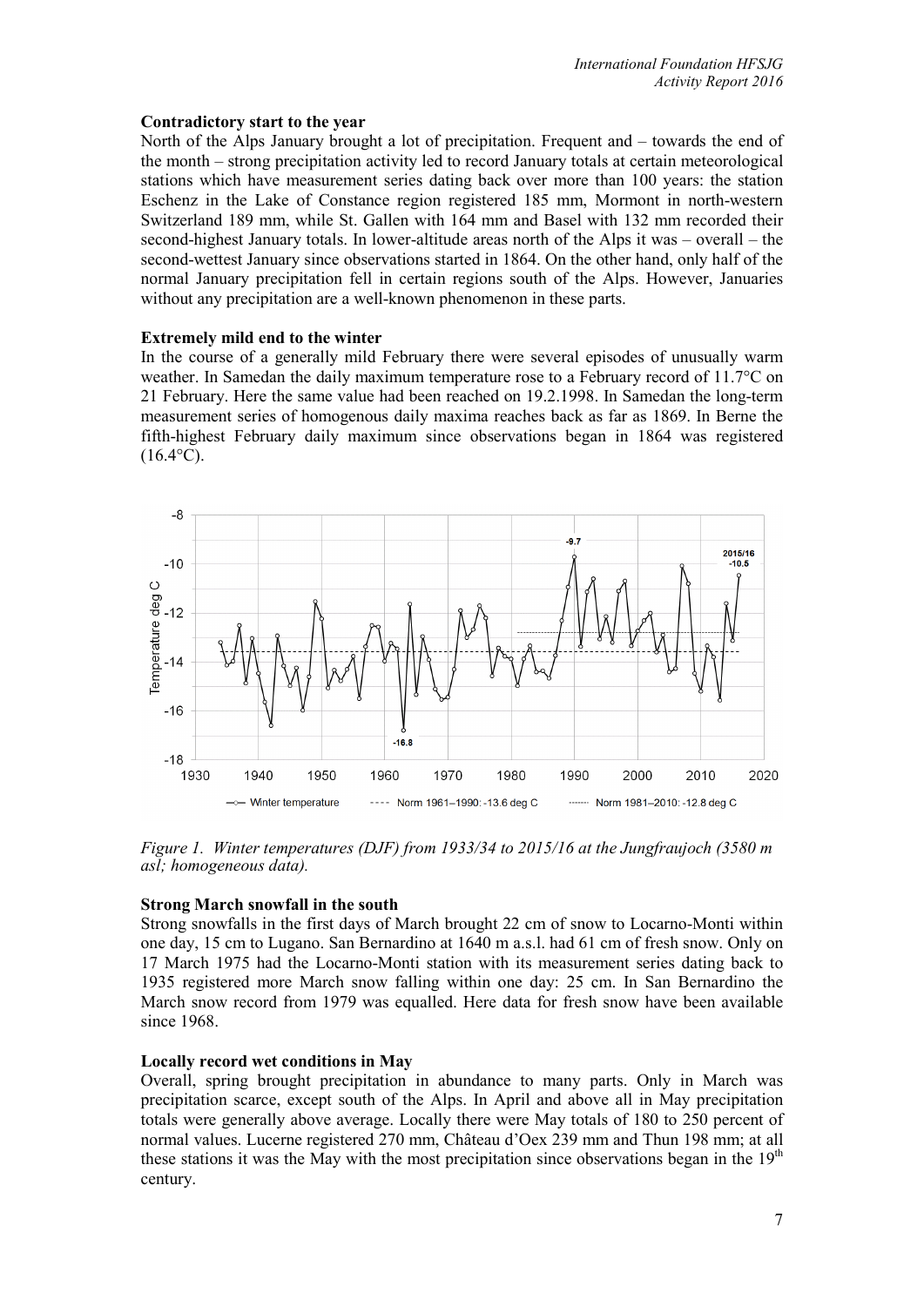**Contradictory start to the year**

North of the Alps January brought a lot of precipitation. Frequent and – towards the end of the month – strong precipitation activity led to record January totals at certain meteorological stations which have measurement series dating back over more than 100 years: the station Eschenz in the Lake of Constance region registered 185 mm, Mormont in north-western Switzerland 189 mm, while St. Gallen with 164 mm and Basel with 132 mm recorded their second-highest January totals. In lower-altitude areas north of the Alps it was – overall – the second-wettest January since observations started in 1864. On the other hand, only half of the normal January precipitation fell in certain regions south of the Alps. However, Januaries without any precipitation are a well-known phenomenon in these parts.

**Extremely mild end to the winter**

In the course of a generally mild February there were several episodes of unusually warm weather. In Samedan the daily maximum temperature rose to a February record of 11.7°C on 21 February. Here the same value had been reached on 19.2.1998. In Samedan the long-term measurement series of homogenous daily maxima reaches back as far as 1869. In Berne the fifth-highest February daily maximum since observations began in 1864 was registered (16.4°C).

*Figure 1. Winter temperatures (DJF) from 1933/34 to 2015/16 at the Jungfraujoch (3580 m asl; homogeneous data).*

**Strong March snowfall in the south**

Strong snowfalls in the first days of March brought 22 cm of snow to Locarno-Monti within one day, 15 cm to Lugano. San Bernardino at 1640 m a.s.l. had 61 cm of fresh snow. Only on 17 March 1975 had the Locarno-Monti station with its measurement series dating back to 1935 registered more March snow falling within one day: 25 cm. In San Bernardino the March snow record from 1979 was equalled. Here data for fresh snow have been available since 1968.

**Locally record wet conditions in May**

Overall, spring brought precipitation in abundance to many parts. Only in March was precipitation scarce, except south of the Alps. In April and above all in May precipitation totals were generally above average. Locally there were May totals of 180 to 250 percent of normal values. Lucerne registered 270 mm, Château d'Oex 239 mm and Thun 198 mm; at all these stations it was the May with the most precipitation since observations began in the 19th century.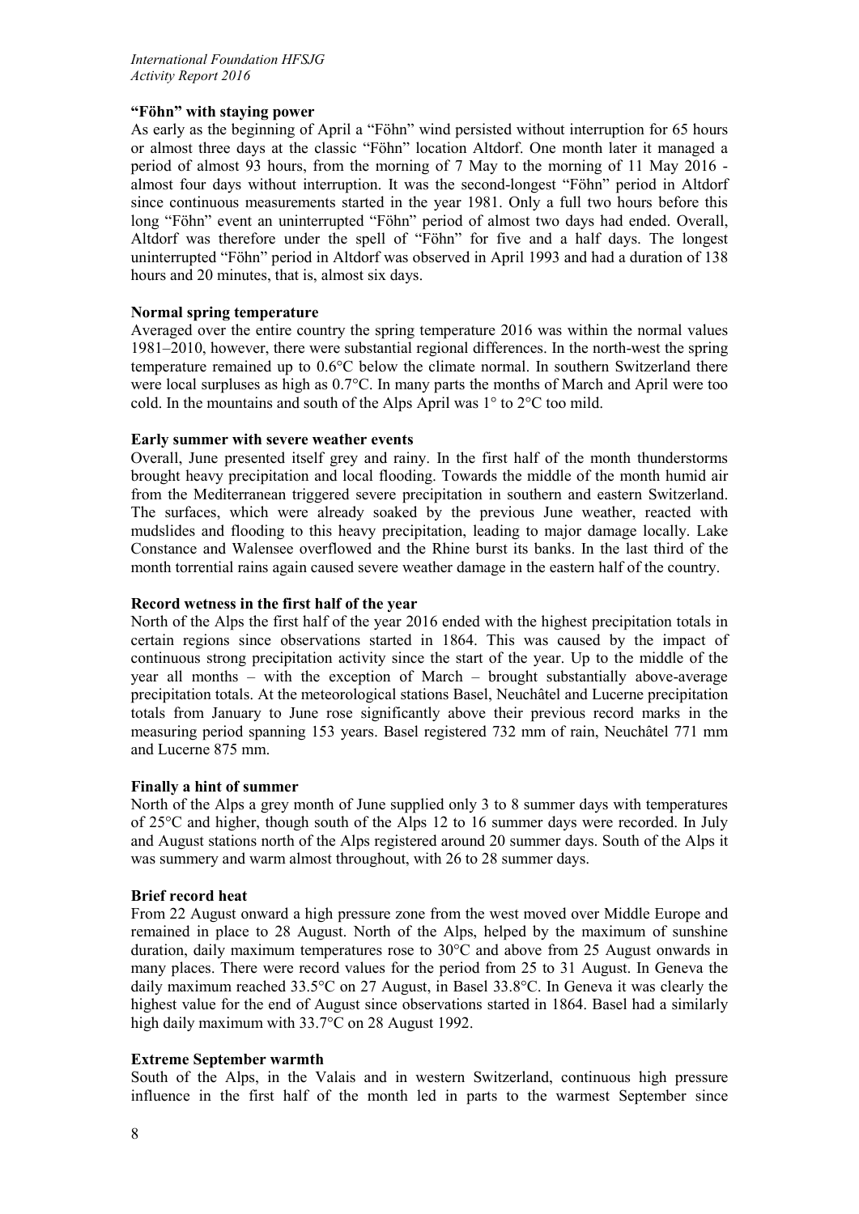**"Föhn" with staying power**

As early as the beginning of April a "Föhn" wind persisted without interruption for 65 hours or almost three days at the classic "Föhn" location Altdorf. One month later it managed a period of almost 93 hours, from the morning of 7 May to the morning of 11 May 2016 - almost four days without interruption. It was the second-longest "Föhn" period in Altdorf since continuous measurements started in the year 1981. Only a full two hours before this long "Föhn" event an uninterrupted "Föhn" period of almost two days had ended. Overall, Altdorf was therefore under the spell of "Föhn" for five and a half days. The longest uninterrupted "Föhn" period in Altdorf was observed in April 1993 and had a duration of 138 hours and 20 minutes, that is, almost six days.

**Normal spring temperature**

Averaged over the entire country the spring temperature 2016 was within the normal values 1981–2010, however, there were substantial regional differences. In the north-west the spring temperature remained up to 0.6°C below the climate normal. In southern Switzerland there were local surpluses as high as 0.7°C. In many parts the months of March and April were too cold. In the mountains and south of the Alps April was 1° to 2°C too mild.

**Early summer with severe weather events**

Overall, June presented itself grey and rainy. In the first half of the month thunderstorms brought heavy precipitation and local flooding. Towards the middle of the month humid air from the Mediterranean triggered severe precipitation in southern and eastern Switzerland. The surfaces, which were already soaked by the previous June weather, reacted with mudslides and flooding to this heavy precipitation, leading to major damage locally. Lake Constance and Walensee overflowed and the Rhine burst its banks. In the last third of the month torrential rains again caused severe weather damage in the eastern half of the country.

**Record wetness in the first half of the year**

North of the Alps the first half of the year 2016 ended with the highest precipitation totals in certain regions since observations started in 1864. This was caused by the impact of continuous strong precipitation activity since the start of the year. Up to the middle of the year all months – with the exception of March – brought substantially above-average precipitation totals. At the meteorological stations Basel, Neuchâtel and Lucerne precipitation totals from January to June rose significantly above their previous record marks in the measuring period spanning 153 years. Basel registered 732 mm of rain, Neuchâtel 771 mm and Lucerne 875 mm.

**Finally a hint of summer**

North of the Alps a grey month of June supplied only 3 to 8 summer days with temperatures of 25°C and higher, though south of the Alps 12 to 16 summer days were recorded. In July and August stations north of the Alps registered around 20 summer days. South of the Alps it was summery and warm almost throughout, with 26 to 28 summer days.

**Brief record heat**

From 22 August onward a high pressure zone from the west moved over Middle Europe and remained in place to 28 August. North of the Alps, helped by the maximum of sunshine duration, daily maximum temperatures rose to 30°C and above from 25 August onwards in many places. There were record values for the period from 25 to 31 August. In Geneva the daily maximum reached 33.5°C on 27 August, in Basel 33.8°C. In Geneva it was clearly the highest value for the end of August since observations started in 1864. Basel had a similarly high daily maximum with 33.7°C on 28 August 1992.

**Extreme September warmth**

South of the Alps, in the Valais and in western Switzerland, continuous high pressure influence in the first half of the month led in parts to the warmest September since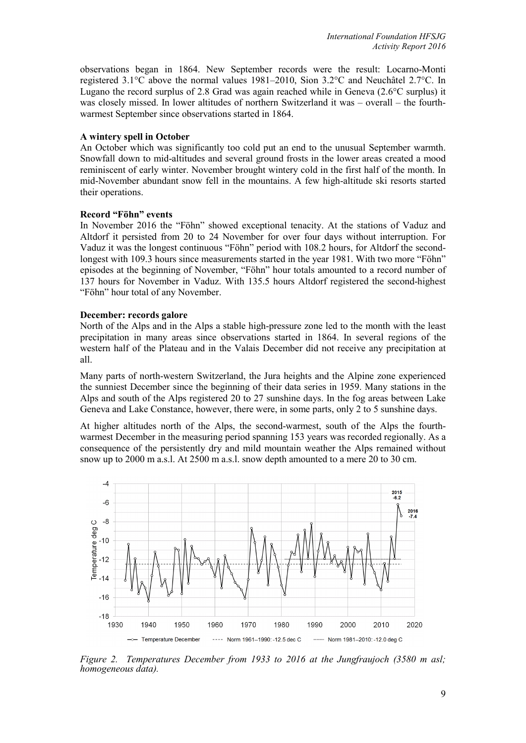observations began in 1864. New September records were the result: Locarno-Monti registered 3.1°C above the normal values 1981–2010, Sion 3.2°C and Neuchâtel 2.7°C. In Lugano the record surplus of 2.8 Grad was again reached while in Geneva (2.6°C surplus) it was closely missed. In lower altitudes of northern Switzerland it was – overall – the fourth-warmest September since observations started in 1864.

**A wintery spell in October**

An October which was significantly too cold put an end to the unusual September warmth. Snowfall down to mid-altitudes and several ground frosts in the lower areas created a mood reminiscent of early winter. November brought wintery cold in the first half of the month. In mid-November abundant snow fell in the mountains. A few high-altitude ski resorts started their operations.

**Record "Föhn" events**

In November 2016 the "Föhn" showed exceptional tenacity. At the stations of Vaduz and Altdorf it persisted from 20 to 24 November for over four days without interruption. For Vaduz it was the longest continuous "Föhn" period with 108.2 hours, for Altdorf the second-longest with 109.3 hours since measurements started in the year 1981. With two more "Föhn" episodes at the beginning of November, "Föhn" hour totals amounted to a record number of 137 hours for November in Vaduz. With 135.5 hours Altdorf registered the second-highest "Föhn" hour total of any November.

**December: records galore**

North of the Alps and in the Alps a stable high-pressure zone led to the month with the least precipitation in many areas since observations started in 1864. In several regions of the western half of the Plateau and in the Valais December did not receive any precipitation at all.

Many parts of north-western Switzerland, the Jura heights and the Alpine zone experienced the sunniest December since the beginning of their data series in 1959. Many stations in the Alps and south of the Alps registered 20 to 27 sunshine days. In the fog areas between Lake Geneva and Lake Constance, however, there were, in some parts, only 2 to 5 sunshine days.

At higher altitudes north of the Alps, the second-warmest, south of the Alps the fourth-warmest December in the measuring period spanning 153 years was recorded regionally. As a consequence of the persistently dry and mild mountain weather the Alps remained without snow up to 2000 m a.s.l. At 2500 m a.s.l. snow depth amounted to a mere 20 to 30 cm.

*Figure 2. Temperatures December from 1933 to 2016 at the Jungfraujoch (3580 m asl; homogeneous data).*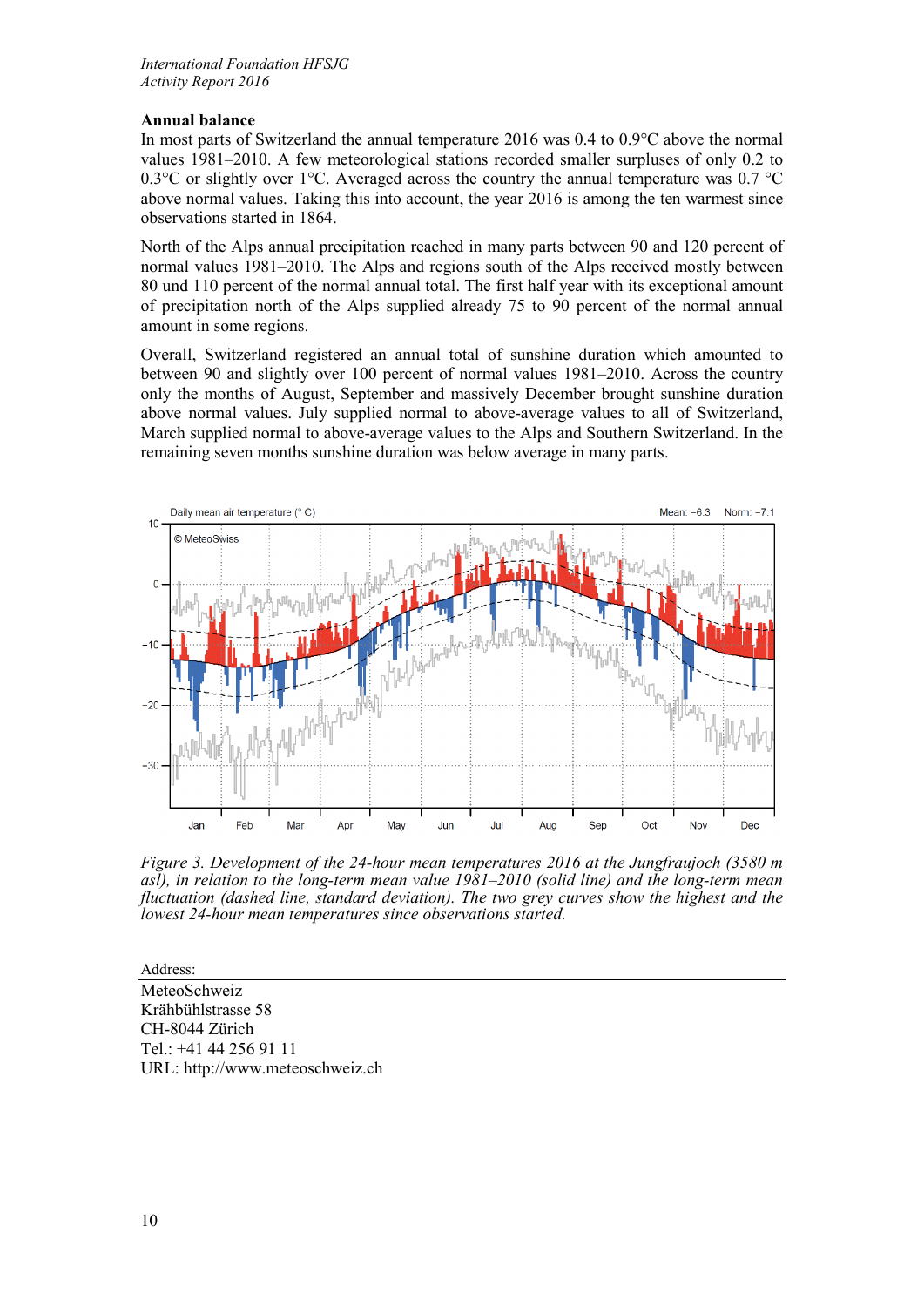## Annual balance

In most parts of Switzerland the annual temperature 2016 was 0.4 to 0.9°C above the normal values 1981–2010. A few meteorological stations recorded smaller surpluses of only 0.2 to 0.3°C or slightly over 1°C. Averaged across the country the annual temperature was 0.7 °C above normal values. Taking this into account, the year 2016 is among the ten warmest since observations started in 1864.

North of the Alps annual precipitation reached in many parts between 90 and 120 percent of normal values 1981–2010. The Alps and regions south of the Alps received mostly between 80 und 110 percent of the normal annual total. The first half year with its exceptional amount of precipitation north of the Alps supplied already 75 to 90 percent of the normal annual amount in some regions.

Overall, Switzerland registered an annual total of sunshine duration which amounted to between 90 and slightly over 100 percent of normal values 1981–2010. Across the country only the months of August, September and massively December brought sunshine duration above normal values. July supplied normal to above-average values to all of Switzerland, March supplied normal to above-average values to the Alps and Southern Switzerland. In the remaining seven months sunshine duration was below average in many parts.

Daily mean air temperature (° C)
Mean: −6.3 Norm: −7.1
© MeteoSwiss
10
0
−10
−20
−30
Jan Feb Mar Apr May Jun Jul Aug Sep Oct Nov Dec

*Figure 3. Development of the 24-hour mean temperatures 2016 at the Jungfraujoch (3580 m asl), in relation to the long-term mean value 1981–2010 (solid line) and the long-term mean fluctuation (dashed line, standard deviation). The two grey curves show the highest and the lowest 24-hour mean temperatures since observations started.*

Address:

MeteoSchweiz
Krähbühlstrasse 58
CH-8044 Zürich
Tel.: +41 44 256 91 11
URL: http://www.meteoschweiz.ch